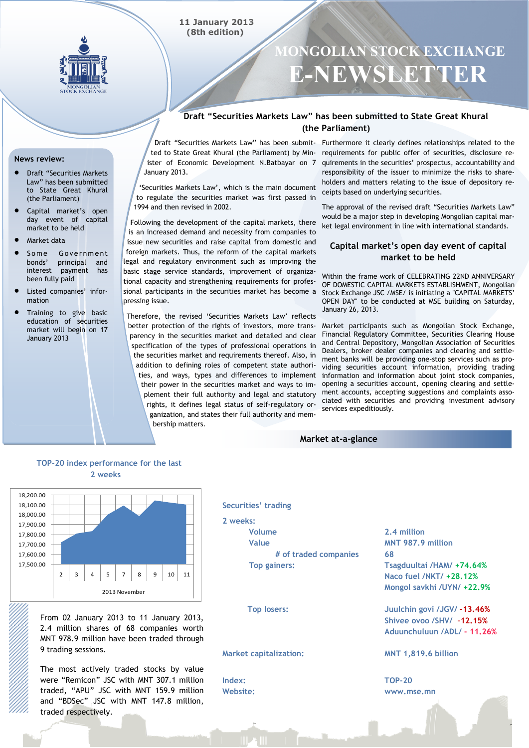11 January 2013
(8th edition)

# MONGOLIAN STOCK EXCHANGE E-NEWSLETTER

## News review:

- Draft "Securities Markets Law" has been submitted to State Great Khural (the Parliament)
- Capital market's open day event of capital market to be held
- Market data
- Some Government bonds' principal and interest payment has been fully paid
- Listed companies' information
- Training to give basic education of securities market will begin on 17 January 2013

## Draft "Securities Markets Law" has been submitted to State Great Khural (the Parliament)

Draft "Securities Markets Law" has been submitted to State Great Khural (the Parliament) by Minister of Economic Development N.Batbayar on 7 January 2013.

'Securities Markets Law', which is the main document to regulate the securities market was first passed in 1994 and then revised in 2002.

Following the development of the capital markets, there is an increased demand and necessity from companies to issue new securities and raise capital from domestic and foreign markets. Thus, the reform of the capital markets legal and regulatory environment such as improving the basic stage service standards, improvement of organizational capacity and strengthening requirements for professional participants in the securities market has become a pressing issue.

Therefore, the revised 'Securities Markets Law' reflects better protection of the rights of investors, more transparency in the securities market and detailed and clear specification of the types of professional operations in the securities market and requirements thereof. Also, in addition to defining roles of competent state authorities, and ways, types and differences to implement their power in the securities market and ways to implement their full authority and legal and statutory rights, it defines legal status of self-regulatory organization, and states their full authority and membership matters.

Furthermore it clearly defines relationships related to the requirements for public offer of securities, disclosure requirements in the securities' prospectus, accountability and responsibility of the issuer to minimize the risks to shareholders and matters relating to the issue of depository receipts based on underlying securities.

The approval of the revised draft "Securities Markets Law" would be a major step in developing Mongolian capital market legal environment in line with international standards.

## Capital market's open day event of capital market to be held

Within the frame work of CELEBRATING 22ND ANNIVERSARY OF DOMESTIC CAPITAL MARKETS ESTABLISHMENT, Mongolian Stock Exchange JSC /MSE/ is initiating a "CAPITAL MARKETS' OPEN DAY" to be conducted at MSE building on Saturday, January 26, 2013.

Market participants such as Mongolian Stock Exchange, Financial Regulatory Committee, Securities Clearing House and Central Depository, Mongolian Association of Securities Dealers, broker dealer companies and clearing and settlement banks will be providing one-stop services such as providing securities account information, providing trading information and information about joint stock companies, opening a securities account, opening clearing and settlement accounts, accepting suggestions and complaints associated with securities and providing investment advisory services expeditiously.

## Market at-a-glance

### TOP-20 index performance for the last 2 weeks

| Day (2013 November) | 2 | 3 | 4 | 5 | 7 | 8 | 9 | 10 | 11 |
|---|---|---|---|---|---|---|---|---|---|

From 02 January 2013 to 11 January 2013, 2.4 million shares of 68 companies worth MNT 978.9 million have been traded through 9 trading sessions.

The most actively traded stocks by value were "Remicon" JSC with MNT 307.1 million traded, "APU" JSC with MNT 159.9 million and "BDSec" JSC with MNT 147.8 million, traded respectively.

### Securities' trading

| 2 weeks: | |
|---|---|
| Volume | 2.4 million |
| Value | MNT 987.9 million |
| # of traded companies | 68 |
| Top gainers: | Tsagduultai /HAM/ +74.64% |
| | Naco fuel /NKT/ +28.12% |
| | Mongol savkhi /UYN/ +22.9% |
| Top losers: | Juulchin govi /JGV/ -13.46% |
| | Shivee ovoo /SHV/ -12.15% |
| | Aduunchuluun /ADL/ - 11.26% |
| Market capitalization: | MNT 1,819.6 billion |
| Index: | TOP-20 |
| Website: | www.mse.mn |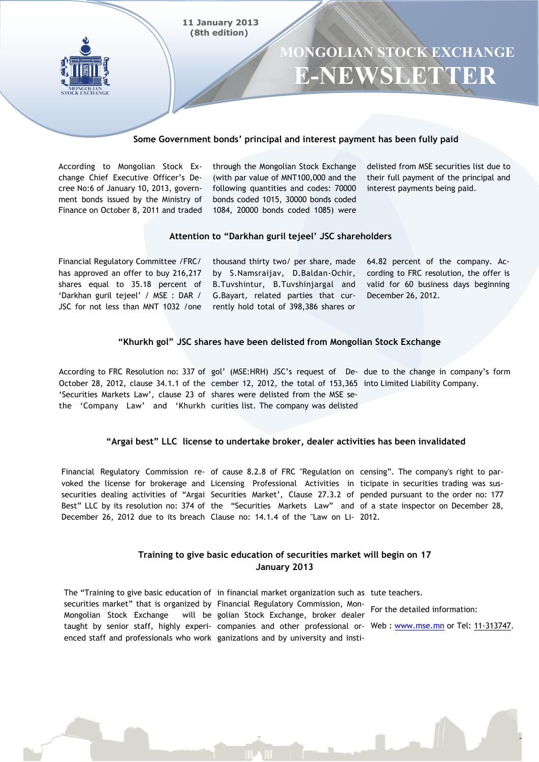11 January 2013
(8th edition)

# MONGOLIAN STOCK EXCHANGE E-NEWSLETTER

## Some Government bonds' principal and interest payment has been fully paid

According to Mongolian Stock Exchange Chief Executive Officer's Decree No:6 of January 10, 2013, government bonds issued by the Ministry of Finance on October 8, 2011 and traded through the Mongolian Stock Exchange (with par value of MNT100,000 and the following quantities and codes: 70000 bonds coded 1015, 30000 bonds coded 1084, 20000 bonds coded 1085) were delisted from MSE securities list due to their full payment of the principal and interest payments being paid.

## Attention to "Darkhan guril tejeel' JSC shareholders

Financial Regulatory Committee /FRC/ has approved an offer to buy 216,217 shares equal to 35.18 percent of 'Darkhan guril tejeel' / MSE : DAR / JSC for not less than MNT 1032 /one thousand thirty two/ per share, made by S.Namsraijav, D.Baldan-Ochir, B.Tuvshintur, B.Tuvshinjargal and G.Bayart, related parties that currently hold total of 398,386 shares or 64.82 percent of the company. According to FRC resolution, the offer is valid for 60 business days beginning December 26, 2012.

## "Khurkh gol" JSC shares have been delisted from Mongolian Stock Exchange

According to FRC Resolution no: 337 of October 28, 2012, clause 34.1.1 of the 'Securities Markets Law', clause 23 of the 'Company Law' and 'Khurkh gol' (MSE:HRH) JSC's request of December 12, 2012, the total of 153,365 shares were delisted from the MSE securities list. The company was delisted due to the change in company's form into Limited Liability Company.

## "Argai best" LLC license to undertake broker, dealer activities has been invalidated

Financial Regulatory Commission revoked the license for brokerage and securities dealing activities of "Argai Best" LLC by its resolution no: 374 of December 26, 2012 due to its breach of cause 8.2.8 of FRC "Regulation on Licensing Professional Activities in Securities Market', Clause 27.3.2 of the "Securities Markets Law" and Clause no: 14.1.4 of the "Law on Licensing". The company's right to participate in securities trading was suspended pursuant to the order no: 177 of a state inspector on December 28, 2012.

## Training to give basic education of securities market will begin on 17 January 2013

The "Training to give basic education of securities market" that is organized by Financial Regulatory Commission, Mongolian Stock Exchange will be taught by senior staff, highly experienced staff and professionals who work in financial market organization such as Financial Regulatory Commission, Mongolian Stock Exchange, broker dealer companies and other professional organizations and by university and institute teachers.

For the detailed information:

Web : www.mse.mn or Tel: 11-313747.